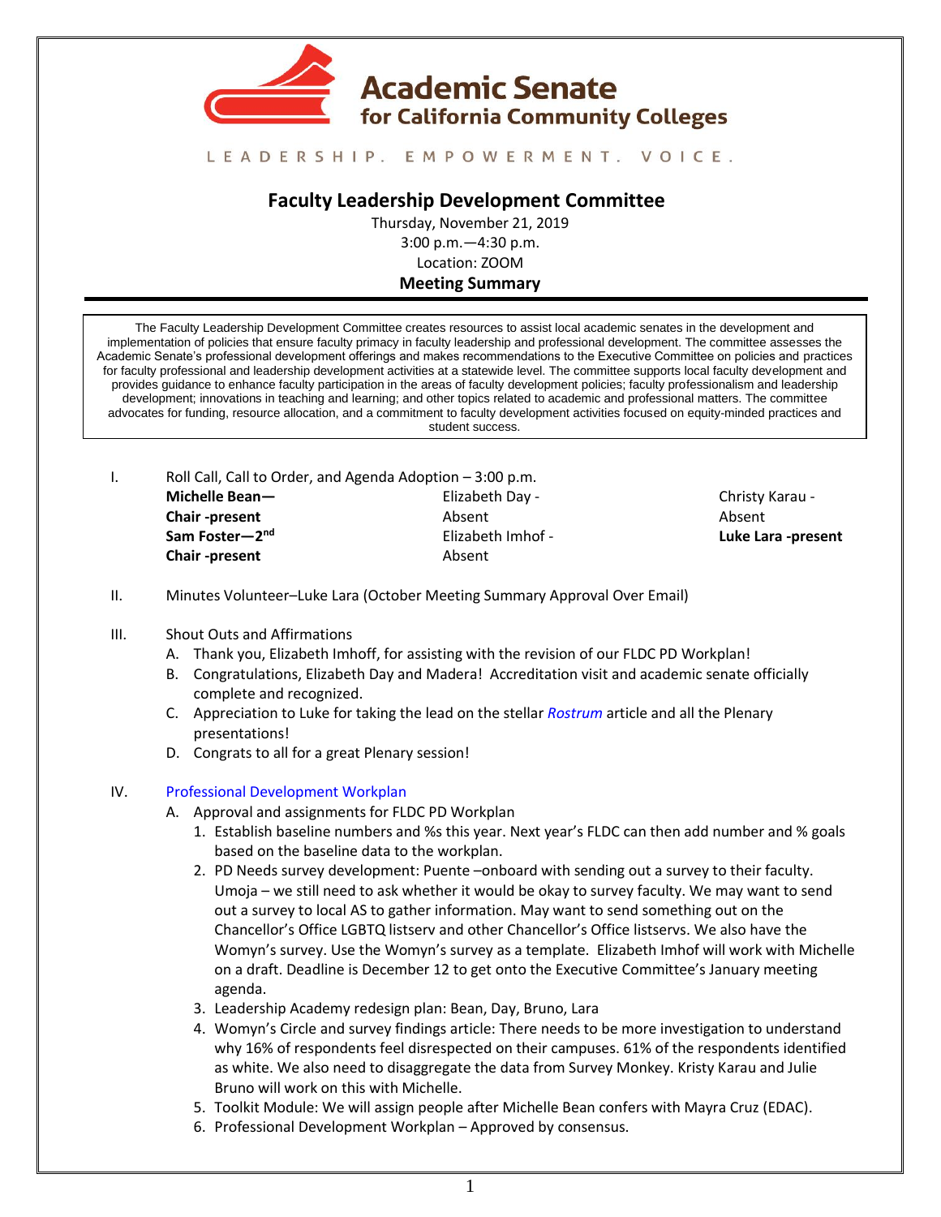Academic Senate for California Community Colleges

LEADERSHIP. EMPOWERMENT. VOICE.

## Faculty Leadership Development Committee

Thursday, November 21, 2019
3:00 p.m.—4:30 p.m.
Location: ZOOM
**Meeting Summary**

The Faculty Leadership Development Committee creates resources to assist local academic senates in the development and implementation of policies that ensure faculty primacy in faculty leadership and professional development. The committee assesses the Academic Senate's professional development offerings and makes recommendations to the Executive Committee on policies and practices for faculty professional and leadership development activities at a statewide level. The committee supports local faculty development and provides guidance to enhance faculty participation in the areas of faculty development policies; faculty professionalism and leadership development; innovations in teaching and learning; and other topics related to academic and professional matters. The committee advocates for funding, resource allocation, and a commitment to faculty development activities focused on equity-minded practices and student success.

I. Roll Call, Call to Order, and Agenda Adoption – 3:00 p.m.

| | | |
|---|---|---|
| **Michelle Bean—Chair -present** | Elizabeth Day - Absent | Christy Karau - Absent |
| **Sam Foster—2nd Chair -present** | Elizabeth Imhof - Absent | **Luke Lara -present** |

II. Minutes Volunteer–Luke Lara (October Meeting Summary Approval Over Email)

III. Shout Outs and Affirmations
   A. Thank you, Elizabeth Imhoff, for assisting with the revision of our FLDC PD Workplan!
   B. Congratulations, Elizabeth Day and Madera! Accreditation visit and academic senate officially complete and recognized.
   C. Appreciation to Luke for taking the lead on the stellar *Rostrum* article and all the Plenary presentations!
   D. Congrats to all for a great Plenary session!

IV. Professional Development Workplan
   A. Approval and assignments for FLDC PD Workplan
      1. Establish baseline numbers and %s this year. Next year's FLDC can then add number and % goals based on the baseline data to the workplan.
      2. PD Needs survey development: Puente –onboard with sending out a survey to their faculty. Umoja – we still need to ask whether it would be okay to survey faculty. We may want to send out a survey to local AS to gather information. May want to send something out on the Chancellor's Office LGBTQ listserv and other Chancellor's Office listservs. We also have the Womyn's survey. Use the Womyn's survey as a template. Elizabeth Imhof will work with Michelle on a draft. Deadline is December 12 to get onto the Executive Committee's January meeting agenda.
      3. Leadership Academy redesign plan: Bean, Day, Bruno, Lara
      4. Womyn's Circle and survey findings article: There needs to be more investigation to understand why 16% of respondents feel disrespected on their campuses. 61% of the respondents identified as white. We also need to disaggregate the data from Survey Monkey. Kristy Karau and Julie Bruno will work on this with Michelle.
      5. Toolkit Module: We will assign people after Michelle Bean confers with Mayra Cruz (EDAC).
      6. Professional Development Workplan – Approved by consensus.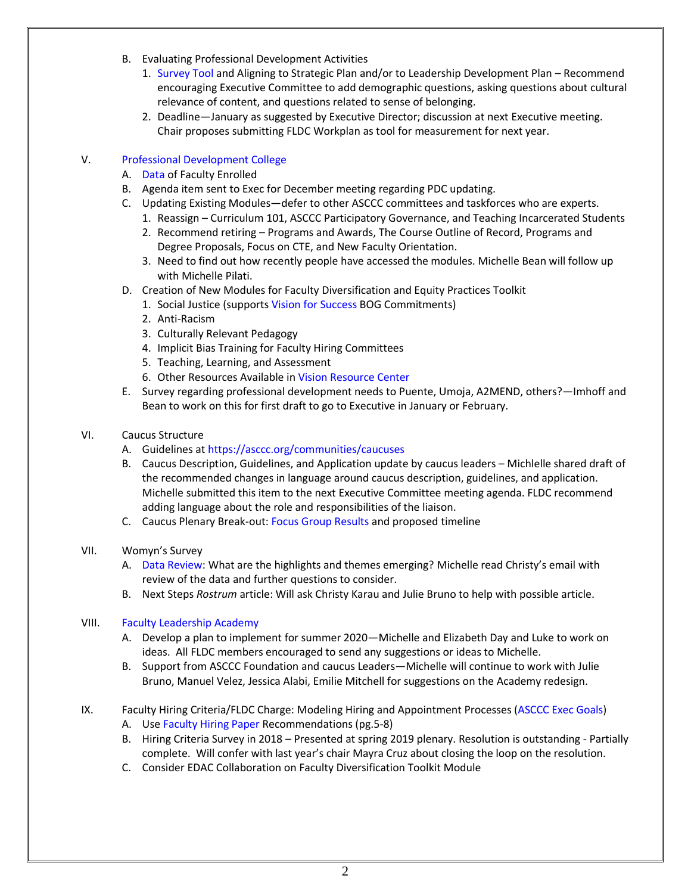B. Evaluating Professional Development Activities
   1. Survey Tool and Aligning to Strategic Plan and/or to Leadership Development Plan – Recommend encouraging Executive Committee to add demographic questions, asking questions about cultural relevance of content, and questions related to sense of belonging.
   2. Deadline—January as suggested by Executive Director; discussion at next Executive meeting. Chair proposes submitting FLDC Workplan as tool for measurement for next year.

V. Professional Development College
   A. Data of Faculty Enrolled
   B. Agenda item sent to Exec for December meeting regarding PDC updating.
   C. Updating Existing Modules—defer to other ASCCC committees and taskforces who are experts.
      1. Reassign – Curriculum 101, ASCCC Participatory Governance, and Teaching Incarcerated Students
      2. Recommend retiring – Programs and Awards, The Course Outline of Record, Programs and Degree Proposals, Focus on CTE, and New Faculty Orientation.
      3. Need to find out how recently people have accessed the modules. Michelle Bean will follow up with Michelle Pilati.
   D. Creation of New Modules for Faculty Diversification and Equity Practices Toolkit
      1. Social Justice (supports Vision for Success BOG Commitments)
      2. Anti-Racism
      3. Culturally Relevant Pedagogy
      4. Implicit Bias Training for Faculty Hiring Committees
      5. Teaching, Learning, and Assessment
      6. Other Resources Available in Vision Resource Center
   E. Survey regarding professional development needs to Puente, Umoja, A2MEND, others?—Imhoff and Bean to work on this for first draft to go to Executive in January or February.

VI. Caucus Structure
   A. Guidelines at https://asccc.org/communities/caucuses
   B. Caucus Description, Guidelines, and Application update by caucus leaders – Michlelle shared draft of the recommended changes in language around caucus description, guidelines, and application. Michelle submitted this item to the next Executive Committee meeting agenda. FLDC recommend adding language about the role and responsibilities of the liaison.
   C. Caucus Plenary Break-out: Focus Group Results and proposed timeline

VII. Womyn's Survey
   A. Data Review: What are the highlights and themes emerging? Michelle read Christy's email with review of the data and further questions to consider.
   B. Next Steps *Rostrum* article: Will ask Christy Karau and Julie Bruno to help with possible article.

VIII. Faculty Leadership Academy
   A. Develop a plan to implement for summer 2020—Michelle and Elizabeth Day and Luke to work on ideas. All FLDC members encouraged to send any suggestions or ideas to Michelle.
   B. Support from ASCCC Foundation and caucus Leaders—Michelle will continue to work with Julie Bruno, Manuel Velez, Jessica Alabi, Emilie Mitchell for suggestions on the Academy redesign.

IX. Faculty Hiring Criteria/FLDC Charge: Modeling Hiring and Appointment Processes (ASCCC Exec Goals)
   A. Use Faculty Hiring Paper Recommendations (pg.5-8)
   B. Hiring Criteria Survey in 2018 – Presented at spring 2019 plenary. Resolution is outstanding - Partially complete. Will confer with last year's chair Mayra Cruz about closing the loop on the resolution.
   C. Consider EDAC Collaboration on Faculty Diversification Toolkit Module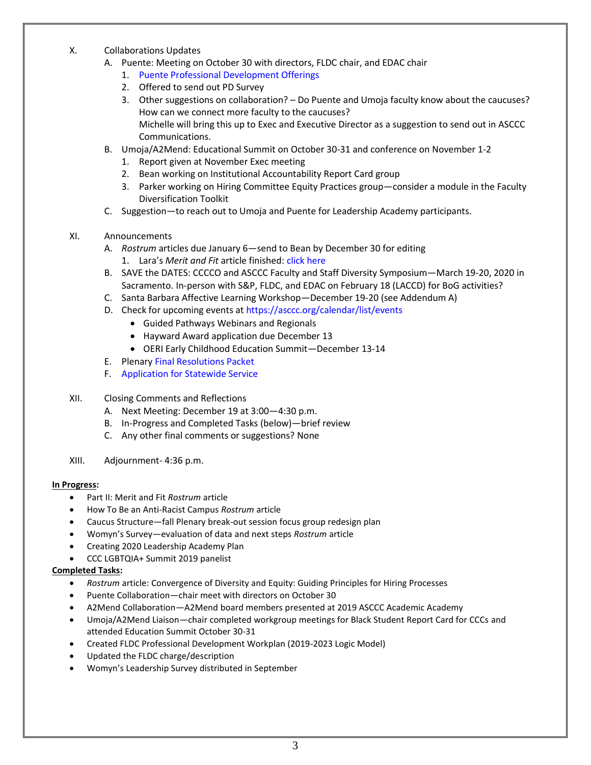X. Collaborations Updates

A. Puente: Meeting on October 30 with directors, FLDC chair, and EDAC chair

1. Puente Professional Development Offerings
2. Offered to send out PD Survey
3. Other suggestions on collaboration? – Do Puente and Umoja faculty know about the caucuses? How can we connect more faculty to the caucuses?
   Michelle will bring this up to Exec and Executive Director as a suggestion to send out in ASCCC Communications.

B. Umoja/A2Mend: Educational Summit on October 30-31 and conference on November 1-2

1. Report given at November Exec meeting
2. Bean working on Institutional Accountability Report Card group
3. Parker working on Hiring Committee Equity Practices group—consider a module in the Faculty Diversification Toolkit

C. Suggestion—to reach out to Umoja and Puente for Leadership Academy participants.

XI. Announcements

A. *Rostrum* articles due January 6—send to Bean by December 30 for editing

1. Lara's *Merit and Fit* article finished: click here

B. SAVE the DATES: CCCCO and ASCCC Faculty and Staff Diversity Symposium—March 19-20, 2020 in Sacramento. In-person with S&P, FLDC, and EDAC on February 18 (LACCD) for BoG activities?

C. Santa Barbara Affective Learning Workshop—December 19-20 (see Addendum A)

D. Check for upcoming events at https://asccc.org/calendar/list/events

- Guided Pathways Webinars and Regionals
- Hayward Award application due December 13
- OERI Early Childhood Education Summit—December 13-14

E. Plenary Final Resolutions Packet

F. Application for Statewide Service

XII. Closing Comments and Reflections

A. Next Meeting: December 19 at 3:00—4:30 p.m.

B. In-Progress and Completed Tasks (below)—brief review

C. Any other final comments or suggestions? None

XIII. Adjournment- 4:36 p.m.

**In Progress:**

- Part II: Merit and Fit *Rostrum* article
- How To Be an Anti-Racist Campus *Rostrum* article
- Caucus Structure—fall Plenary break-out session focus group redesign plan
- Womyn's Survey—evaluation of data and next steps *Rostrum* article
- Creating 2020 Leadership Academy Plan
- CCC LGBTQIA+ Summit 2019 panelist

**Completed Tasks:**

- *Rostrum* article: Convergence of Diversity and Equity: Guiding Principles for Hiring Processes
- Puente Collaboration—chair meet with directors on October 30
- A2Mend Collaboration—A2Mend board members presented at 2019 ASCCC Academic Academy
- Umoja/A2Mend Liaison—chair completed workgroup meetings for Black Student Report Card for CCCs and attended Education Summit October 30-31
- Created FLDC Professional Development Workplan (2019-2023 Logic Model)
- Updated the FLDC charge/description
- Womyn's Leadership Survey distributed in September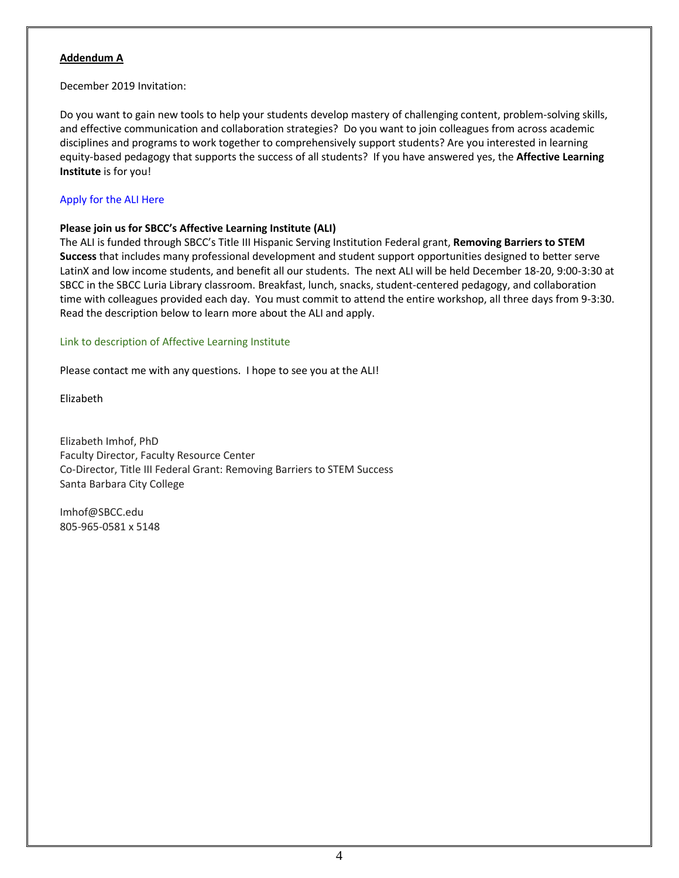**Addendum A**

December 2019 Invitation:

Do you want to gain new tools to help your students develop mastery of challenging content, problem-solving skills, and effective communication and collaboration strategies? Do you want to join colleagues from across academic disciplines and programs to work together to comprehensively support students? Are you interested in learning equity-based pedagogy that supports the success of all students? If you have answered yes, the **Affective Learning Institute** is for you!

Apply for the ALI Here

**Please join us for SBCC's Affective Learning Institute (ALI)**
The ALI is funded through SBCC's Title III Hispanic Serving Institution Federal grant, **Removing Barriers to STEM Success** that includes many professional development and student support opportunities designed to better serve LatinX and low income students, and benefit all our students. The next ALI will be held December 18-20, 9:00-3:30 at SBCC in the SBCC Luria Library classroom. Breakfast, lunch, snacks, student-centered pedagogy, and collaboration time with colleagues provided each day. You must commit to attend the entire workshop, all three days from 9-3:30. Read the description below to learn more about the ALI and apply.

Link to description of Affective Learning Institute

Please contact me with any questions. I hope to see you at the ALI!

Elizabeth

Elizabeth Imhof, PhD
Faculty Director, Faculty Resource Center
Co-Director, Title III Federal Grant: Removing Barriers to STEM Success
Santa Barbara City College

Imhof@SBCC.edu
805-965-0581 x 5148